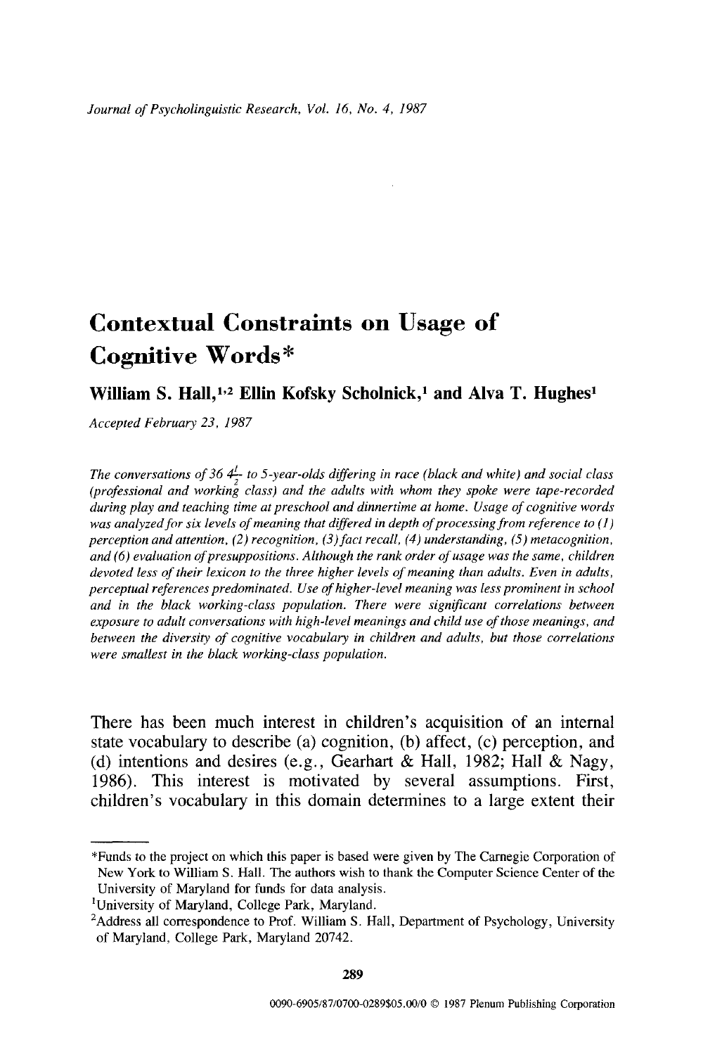# Contextual Constraints on Usage of Cognitive Words*

**William S. Hall,[1,2] Ellin Kofsky Scholnick,[1] and Alva T. Hughes[1]**

*Accepted February 23, 1987*

*The conversations of 36 $4\frac{1}{2}$- to 5-year-olds differing in race (black and white) and social class (professional and working class) and the adults with whom they spoke were tape-recorded during play and teaching time at preschool and dinnertime at home. Usage of cognitive words was analyzed for six levels of meaning that differed in depth of processing from reference to (1) perception and attention, (2) recognition, (3) fact recall, (4) understanding, (5) metacognition, and (6) evaluation of presuppositions. Although the rank order of usage was the same, children devoted less of their lexicon to the three higher levels of meaning than adults. Even in adults, perceptual references predominated. Use of higher-level meaning was less prominent in school and in the black working-class population. There were significant correlations between exposure to adult conversations with high-level meanings and child use of those meanings, and between the diversity of cognitive vocabulary in children and adults, but those correlations were smallest in the black working-class population.*

There has been much interest in children's acquisition of an internal state vocabulary to describe (a) cognition, (b) affect, (c) perception, and (d) intentions and desires (e.g., Gearhart & Hall, 1982; Hall & Nagy, 1986). This interest is motivated by several assumptions. First, children's vocabulary in this domain determines to a large extent their

---

*Funds to the project on which this paper is based were given by The Carnegie Corporation of New York to William S. Hall. The authors wish to thank the Computer Science Center of the University of Maryland for funds for data analysis.

[1]University of Maryland, College Park, Maryland.

[2]Address all correspondence to Prof. William S. Hall, Department of Psychology, University of Maryland, College Park, Maryland 20742.

0090-6905/87/0700-0289$05.00/0 © 1987 Plenum Publishing Corporation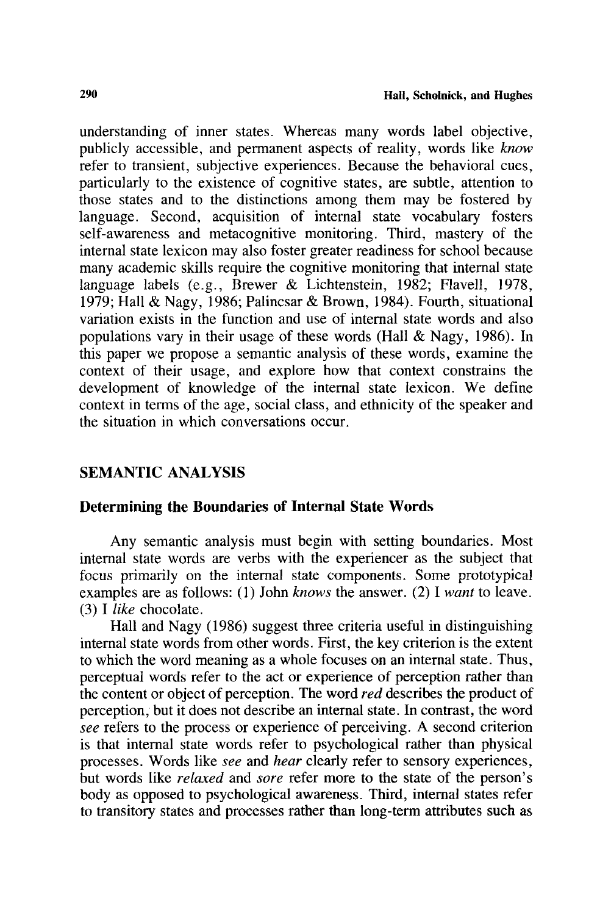understanding of inner states. Whereas many words label objective, publicly accessible, and permanent aspects of reality, words like *know* refer to transient, subjective experiences. Because the behavioral cues, particularly to the existence of cognitive states, are subtle, attention to those states and to the distinctions among them may be fostered by language. Second, acquisition of internal state vocabulary fosters self-awareness and metacognitive monitoring. Third, mastery of the internal state lexicon may also foster greater readiness for school because many academic skills require the cognitive monitoring that internal state language labels (e.g., Brewer & Lichtenstein, 1982; Flavell, 1978, 1979; Hall & Nagy, 1986; Palincsar & Brown, 1984). Fourth, situational variation exists in the function and use of internal state words and also populations vary in their usage of these words (Hall & Nagy, 1986). In this paper we propose a semantic analysis of these words, examine the context of their usage, and explore how that context constrains the development of knowledge of the internal state lexicon. We define context in terms of the age, social class, and ethnicity of the speaker and the situation in which conversations occur.

## SEMANTIC ANALYSIS

### Determining the Boundaries of Internal State Words

Any semantic analysis must begin with setting boundaries. Most internal state words are verbs with the experiencer as the subject that focus primarily on the internal state components. Some prototypical examples are as follows: (1) John *knows* the answer. (2) I *want* to leave. (3) I *like* chocolate.

Hall and Nagy (1986) suggest three criteria useful in distinguishing internal state words from other words. First, the key criterion is the extent to which the word meaning as a whole focuses on an internal state. Thus, perceptual words refer to the act or experience of perception rather than the content or object of perception. The word *red* describes the product of perception, but it does not describe an internal state. In contrast, the word *see* refers to the process or experience of perceiving. A second criterion is that internal state words refer to psychological rather than physical processes. Words like *see* and *hear* clearly refer to sensory experiences, but words like *relaxed* and *sore* refer more to the state of the person's body as opposed to psychological awareness. Third, internal states refer to transitory states and processes rather than long-term attributes such as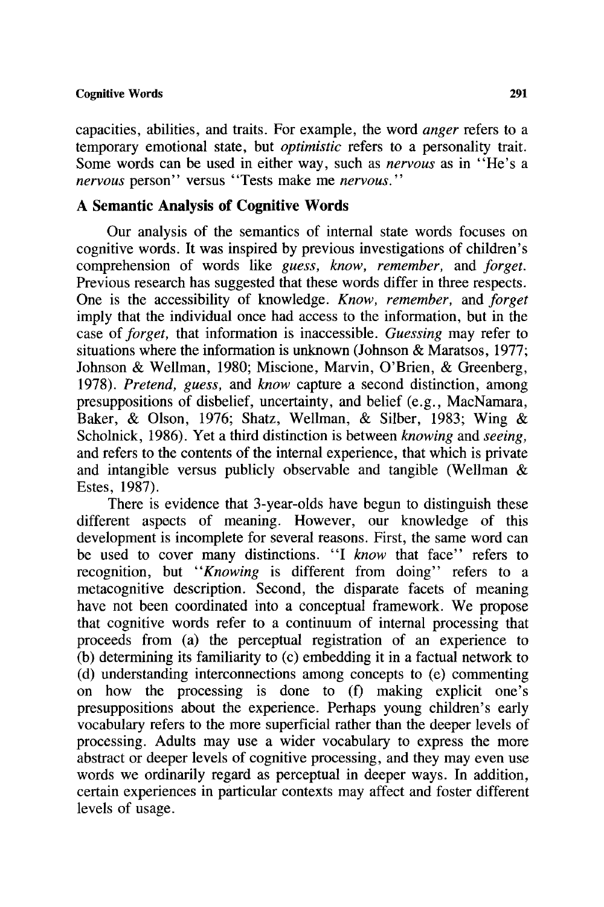capacities, abilities, and traits. For example, the word *anger* refers to a temporary emotional state, but *optimistic* refers to a personality trait. Some words can be used in either way, such as *nervous* as in "He's a *nervous* person" versus "Tests make me *nervous.*"

## A Semantic Analysis of Cognitive Words

Our analysis of the semantics of internal state words focuses on cognitive words. It was inspired by previous investigations of children's comprehension of words like *guess, know, remember,* and *forget.* Previous research has suggested that these words differ in three respects. One is the accessibility of knowledge. *Know, remember,* and *forget* imply that the individual once had access to the information, but in the case of *forget,* that information is inaccessible. *Guessing* may refer to situations where the information is unknown (Johnson & Maratsos, 1977; Johnson & Wellman, 1980; Miscione, Marvin, O'Brien, & Greenberg, 1978). *Pretend, guess,* and *know* capture a second distinction, among presuppositions of disbelief, uncertainty, and belief (e.g., MacNamara, Baker, & Olson, 1976; Shatz, Wellman, & Silber, 1983; Wing & Scholnick, 1986). Yet a third distinction is between *knowing* and *seeing,* and refers to the contents of the internal experience, that which is private and intangible versus publicly observable and tangible (Wellman & Estes, 1987).

There is evidence that 3-year-olds have begun to distinguish these different aspects of meaning. However, our knowledge of this development is incomplete for several reasons. First, the same word can be used to cover many distinctions. "I *know* that face" refers to recognition, but "*Knowing* is different from doing" refers to a metacognitive description. Second, the disparate facets of meaning have not been coordinated into a conceptual framework. We propose that cognitive words refer to a continuum of internal processing that proceeds from (a) the perceptual registration of an experience to (b) determining its familiarity to (c) embedding it in a factual network to (d) understanding interconnections among concepts to (e) commenting on how the processing is done to (f) making explicit one's presuppositions about the experience. Perhaps young children's early vocabulary refers to the more superficial rather than the deeper levels of processing. Adults may use a wider vocabulary to express the more abstract or deeper levels of cognitive processing, and they may even use words we ordinarily regard as perceptual in deeper ways. In addition, certain experiences in particular contexts may affect and foster different levels of usage.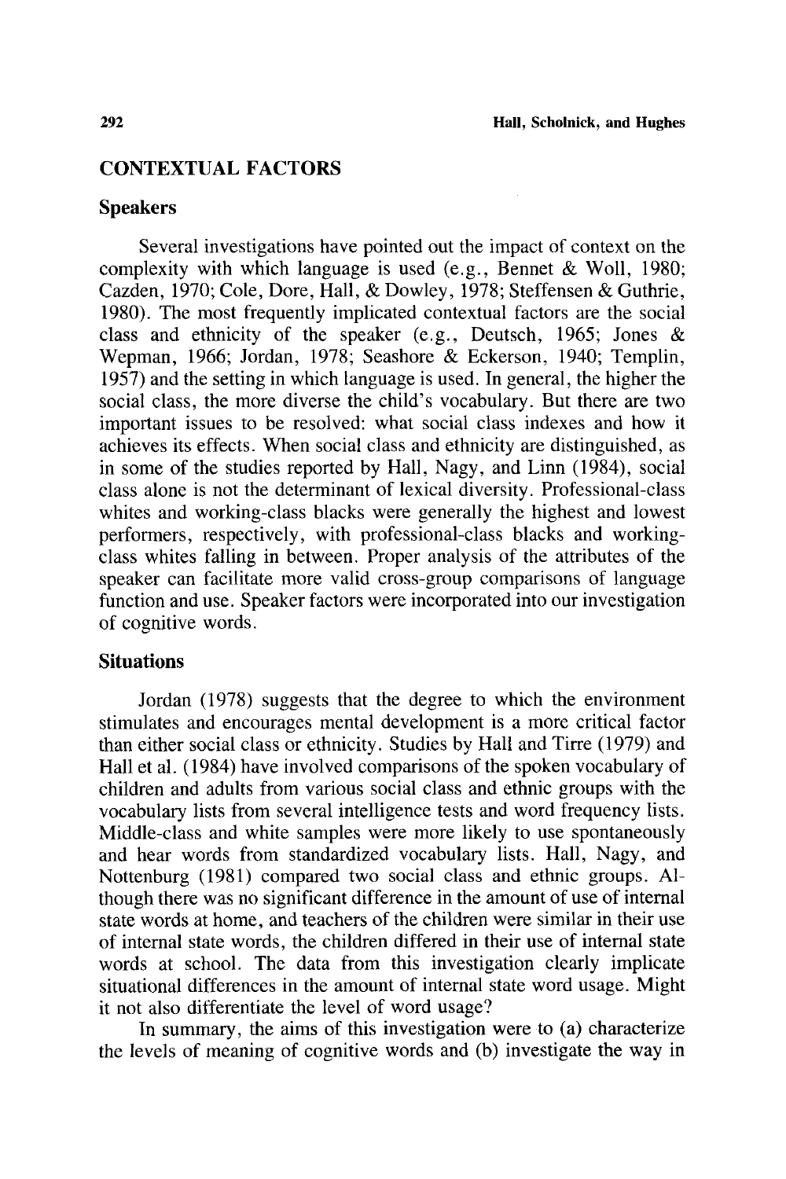## CONTEXTUAL FACTORS

### Speakers

Several investigations have pointed out the impact of context on the complexity with which language is used (e.g., Bennet & Woll, 1980; Cazden, 1970; Cole, Dore, Hall, & Dowley, 1978; Steffensen & Guthrie, 1980). The most frequently implicated contextual factors are the social class and ethnicity of the speaker (e.g., Deutsch, 1965; Jones & Wepman, 1966; Jordan, 1978; Seashore & Eckerson, 1940; Templin, 1957) and the setting in which language is used. In general, the higher the social class, the more diverse the child's vocabulary. But there are two important issues to be resolved: what social class indexes and how it achieves its effects. When social class and ethnicity are distinguished, as in some of the studies reported by Hall, Nagy, and Linn (1984), social class alone is not the determinant of lexical diversity. Professional-class whites and working-class blacks were generally the highest and lowest performers, respectively, with professional-class blacks and working-class whites falling in between. Proper analysis of the attributes of the speaker can facilitate more valid cross-group comparisons of language function and use. Speaker factors were incorporated into our investigation of cognitive words.

### Situations

Jordan (1978) suggests that the degree to which the environment stimulates and encourages mental development is a more critical factor than either social class or ethnicity. Studies by Hall and Tirre (1979) and Hall et al. (1984) have involved comparisons of the spoken vocabulary of children and adults from various social class and ethnic groups with the vocabulary lists from several intelligence tests and word frequency lists. Middle-class and white samples were more likely to use spontaneously and hear words from standardized vocabulary lists. Hall, Nagy, and Nottenburg (1981) compared two social class and ethnic groups. Although there was no significant difference in the amount of use of internal state words at home, and teachers of the children were similar in their use of internal state words, the children differed in their use of internal state words at school. The data from this investigation clearly implicate situational differences in the amount of internal state word usage. Might it not also differentiate the level of word usage?

In summary, the aims of this investigation were to (a) characterize the levels of meaning of cognitive words and (b) investigate the way in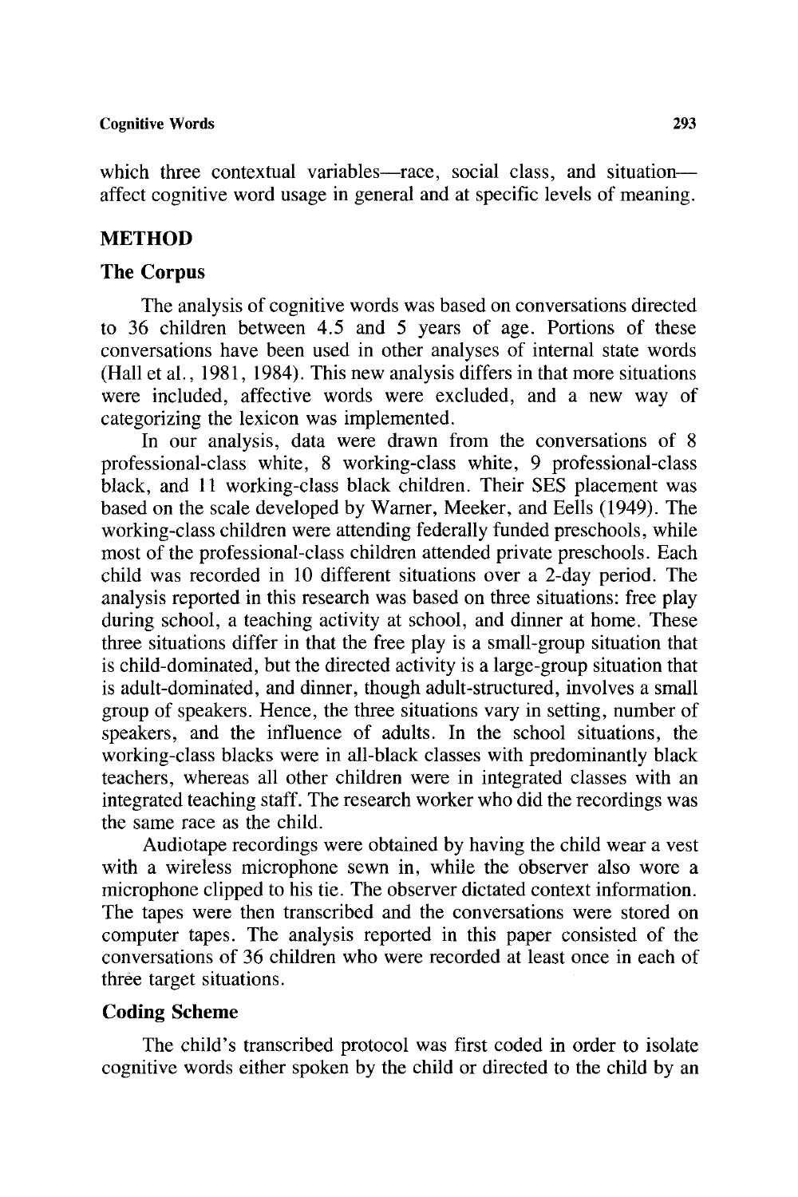which three contextual variables—race, social class, and situation—affect cognitive word usage in general and at specific levels of meaning.

## METHOD

### The Corpus

The analysis of cognitive words was based on conversations directed to 36 children between 4.5 and 5 years of age. Portions of these conversations have been used in other analyses of internal state words (Hall et al., 1981, 1984). This new analysis differs in that more situations were included, affective words were excluded, and a new way of categorizing the lexicon was implemented.

In our analysis, data were drawn from the conversations of 8 professional-class white, 8 working-class white, 9 professional-class black, and 11 working-class black children. Their SES placement was based on the scale developed by Warner, Meeker, and Eells (1949). The working-class children were attending federally funded preschools, while most of the professional-class children attended private preschools. Each child was recorded in 10 different situations over a 2-day period. The analysis reported in this research was based on three situations: free play during school, a teaching activity at school, and dinner at home. These three situations differ in that the free play is a small-group situation that is child-dominated, but the directed activity is a large-group situation that is adult-dominated, and dinner, though adult-structured, involves a small group of speakers. Hence, the three situations vary in setting, number of speakers, and the influence of adults. In the school situations, the working-class blacks were in all-black classes with predominantly black teachers, whereas all other children were in integrated classes with an integrated teaching staff. The research worker who did the recordings was the same race as the child.

Audiotape recordings were obtained by having the child wear a vest with a wireless microphone sewn in, while the observer also wore a microphone clipped to his tie. The observer dictated context information. The tapes were then transcribed and the conversations were stored on computer tapes. The analysis reported in this paper consisted of the conversations of 36 children who were recorded at least once in each of three target situations.

### Coding Scheme

The child's transcribed protocol was first coded in order to isolate cognitive words either spoken by the child or directed to the child by an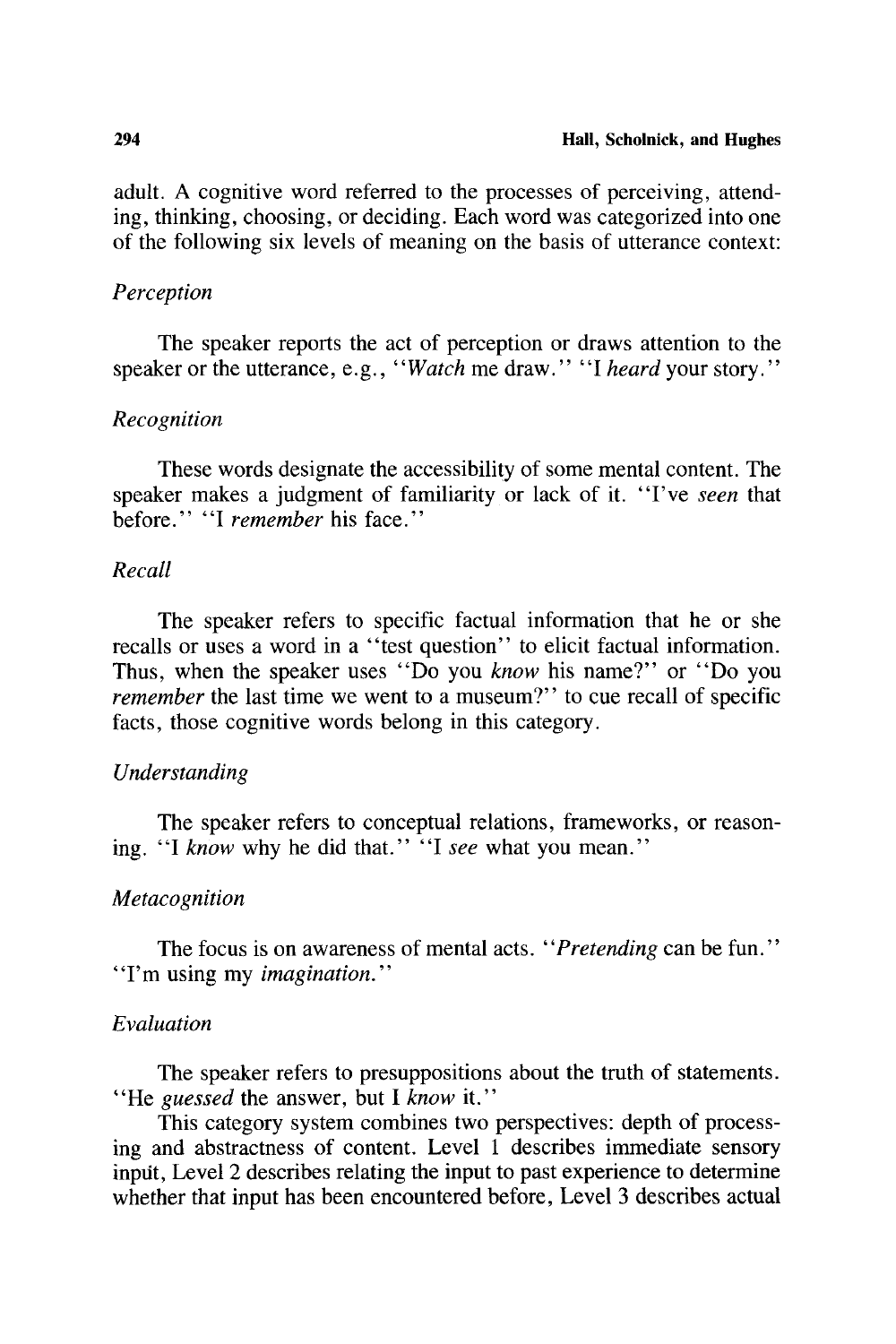adult. A cognitive word referred to the processes of perceiving, attending, thinking, choosing, or deciding. Each word was categorized into one of the following six levels of meaning on the basis of utterance context:

### *Perception*

The speaker reports the act of perception or draws attention to the speaker or the utterance, e.g., "*Watch* me draw." "I *heard* your story."

### *Recognition*

These words designate the accessibility of some mental content. The speaker makes a judgment of familiarity or lack of it. "I've *seen* that before." "I *remember* his face."

### *Recall*

The speaker refers to specific factual information that he or she recalls or uses a word in a "test question" to elicit factual information. Thus, when the speaker uses "Do you *know* his name?" or "Do you *remember* the last time we went to a museum?" to cue recall of specific facts, those cognitive words belong in this category.

### *Understanding*

The speaker refers to conceptual relations, frameworks, or reasoning. "I *know* why he did that." "I *see* what you mean."

### *Metacognition*

The focus is on awareness of mental acts. "*Pretending* can be fun." "I'm using my *imagination.*"

### *Evaluation*

The speaker refers to presuppositions about the truth of statements. "He *guessed* the answer, but I *know* it."

This category system combines two perspectives: depth of processing and abstractness of content. Level 1 describes immediate sensory input, Level 2 describes relating the input to past experience to determine whether that input has been encountered before, Level 3 describes actual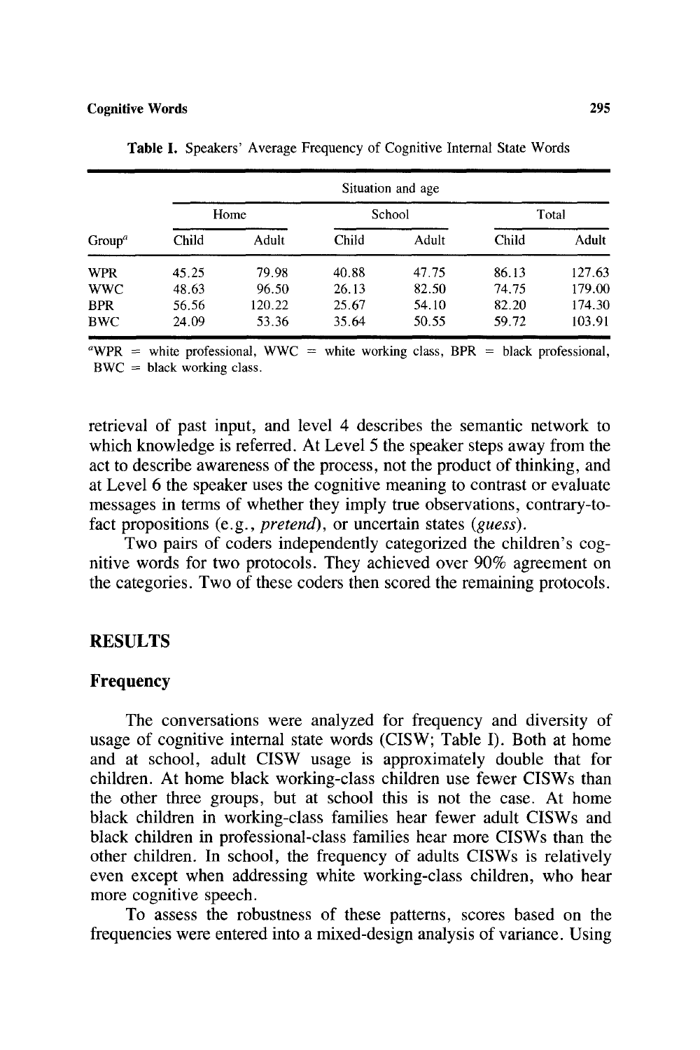**Table I.** Speakers' Average Frequency of Cognitive Internal State Words

| | Situation and age | | | | | |
|---|---|---|---|---|---|---|
| | Home | | School | | Total | |
| Group[a] | Child | Adult | Child | Adult | Child | Adult |
| WPR | 45.25 | 79.98 | 40.88 | 47.75 | 86.13 | 127.63 |
| WWC | 48.63 | 96.50 | 26.13 | 82.50 | 74.75 | 179.00 |
| BPR | 56.56 | 120.22 | 25.67 | 54.10 | 82.20 | 174.30 |
| BWC | 24.09 | 53.36 | 35.64 | 50.55 | 59.72 | 103.91 |

[a]WPR = white professional, WWC = white working class, BPR = black professional, BWC = black working class.

retrieval of past input, and level 4 describes the semantic network to which knowledge is referred. At Level 5 the speaker steps away from the act to describe awareness of the process, not the product of thinking, and at Level 6 the speaker uses the cognitive meaning to contrast or evaluate messages in terms of whether they imply true observations, contrary-to-fact propositions (e.g., *pretend*), or uncertain states (*guess*).

Two pairs of coders independently categorized the children's cognitive words for two protocols. They achieved over 90% agreement on the categories. Two of these coders then scored the remaining protocols.

## RESULTS

### Frequency

The conversations were analyzed for frequency and diversity of usage of cognitive internal state words (CISW; Table I). Both at home and at school, adult CISW usage is approximately double that for children. At home black working-class children use fewer CISWs than the other three groups, but at school this is not the case. At home black children in working-class families hear fewer adult CISWs and black children in professional-class families hear more CISWs than the other children. In school, the frequency of adults CISWs is relatively even except when addressing white working-class children, who hear more cognitive speech.

To assess the robustness of these patterns, scores based on the frequencies were entered into a mixed-design analysis of variance. Using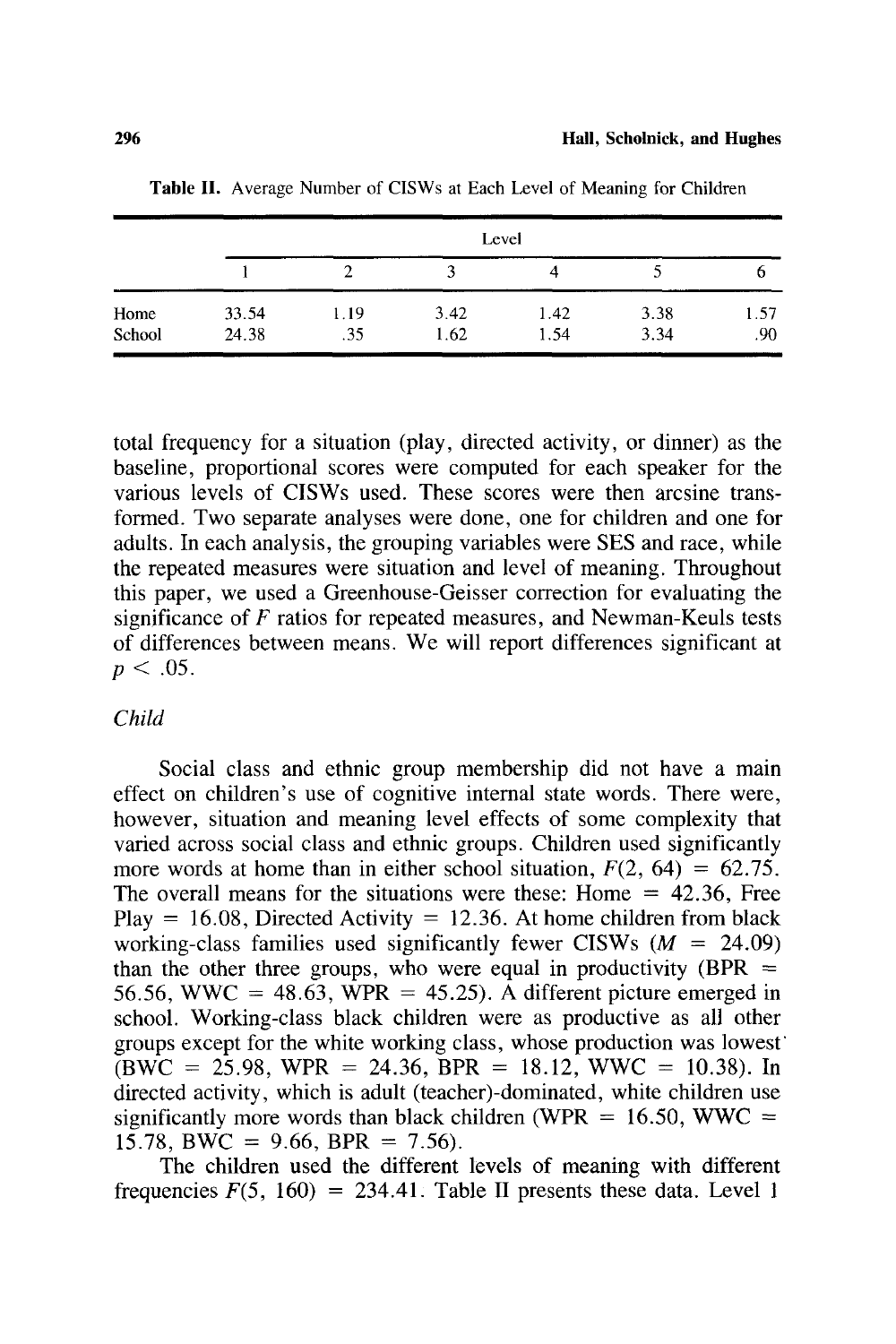**Table II.** Average Number of CISWs at Each Level of Meaning for Children

| | Level | | | | | |
|---|---|---|---|---|---|---|
| | 1 | 2 | 3 | 4 | 5 | 6 |
| Home | 33.54 | 1.19 | 3.42 | 1.42 | 3.38 | 1.57 |
| School | 24.38 | .35 | 1.62 | 1.54 | 3.34 | .90 |

total frequency for a situation (play, directed activity, or dinner) as the baseline, proportional scores were computed for each speaker for the various levels of CISWs used. These scores were then arcsine transformed. Two separate analyses were done, one for children and one for adults. In each analysis, the grouping variables were SES and race, while the repeated measures were situation and level of meaning. Throughout this paper, we used a Greenhouse-Geisser correction for evaluating the significance of $F$ ratios for repeated measures, and Newman-Keuls tests of differences between means. We will report differences significant at $p < .05$.

*Child*

Social class and ethnic group membership did not have a main effect on children's use of cognitive internal state words. There were, however, situation and meaning level effects of some complexity that varied across social class and ethnic groups. Children used significantly more words at home than in either school situation, $F(2, 64) = 62.75$. The overall means for the situations were these: Home = 42.36, Free Play = 16.08, Directed Activity = 12.36. At home children from black working-class families used significantly fewer CISWs ($M = 24.09$) than the other three groups, who were equal in productivity (BPR = 56.56, WWC = 48.63, WPR = 45.25). A different picture emerged in school. Working-class black children were as productive as all other groups except for the white working class, whose production was lowest (BWC = 25.98, WPR = 24.36, BPR = 18.12, WWC = 10.38). In directed activity, which is adult (teacher)-dominated, white children use significantly more words than black children (WPR = 16.50, WWC = 15.78, BWC = 9.66, BPR = 7.56).

The children used the different levels of meaning with different frequencies $F(5, 160) = 234.41$. Table II presents these data. Level 1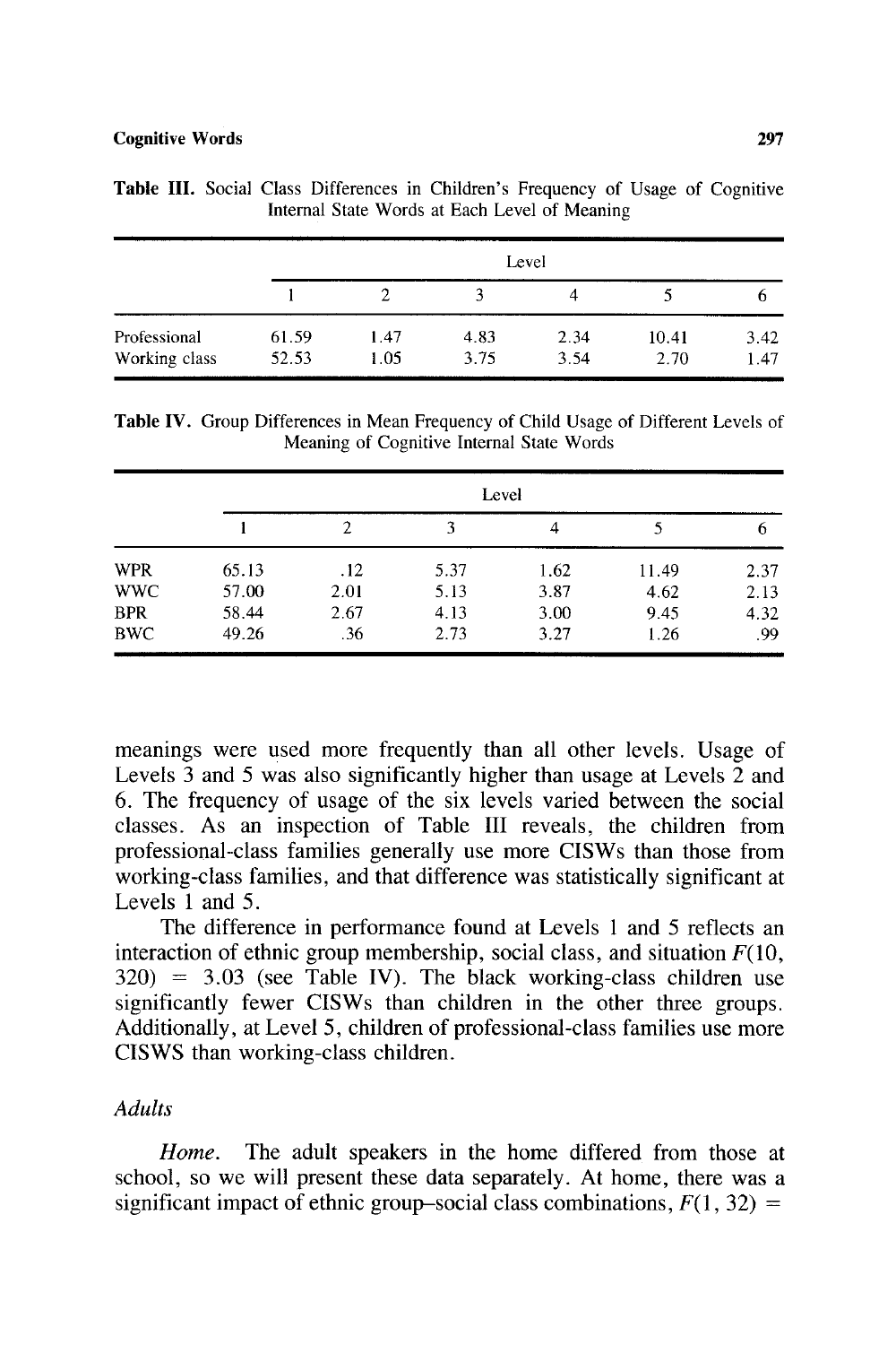**Table III.** Social Class Differences in Children's Frequency of Usage of Cognitive Internal State Words at Each Level of Meaning

| | Level | | | | | |
|---|---|---|---|---|---|---|
| | 1 | 2 | 3 | 4 | 5 | 6 |
| Professional | 61.59 | 1.47 | 4.83 | 2.34 | 10.41 | 3.42 |
| Working class | 52.53 | 1.05 | 3.75 | 3.54 | 2.70 | 1.47 |

**Table IV.** Group Differences in Mean Frequency of Child Usage of Different Levels of Meaning of Cognitive Internal State Words

| | Level | | | | | |
|---|---|---|---|---|---|---|
| | 1 | 2 | 3 | 4 | 5 | 6 |
| WPR | 65.13 | .12 | 5.37 | 1.62 | 11.49 | 2.37 |
| WWC | 57.00 | 2.01 | 5.13 | 3.87 | 4.62 | 2.13 |
| BPR | 58.44 | 2.67 | 4.13 | 3.00 | 9.45 | 4.32 |
| BWC | 49.26 | .36 | 2.73 | 3.27 | 1.26 | .99 |

meanings were used more frequently than all other levels. Usage of Levels 3 and 5 was also significantly higher than usage at Levels 2 and 6. The frequency of usage of the six levels varied between the social classes. As an inspection of Table III reveals, the children from professional-class families generally use more CISWs than those from working-class families, and that difference was statistically significant at Levels 1 and 5.

The difference in performance found at Levels 1 and 5 reflects an interaction of ethnic group membership, social class, and situation $F(10, 320) = 3.03$ (see Table IV). The black working-class children use significantly fewer CISWs than children in the other three groups. Additionally, at Level 5, children of professional-class families use more CISWS than working-class children.

### *Adults*

*Home.* The adult speakers in the home differed from those at school, so we will present these data separately. At home, there was a significant impact of ethnic group–social class combinations, $F(1, 32) =$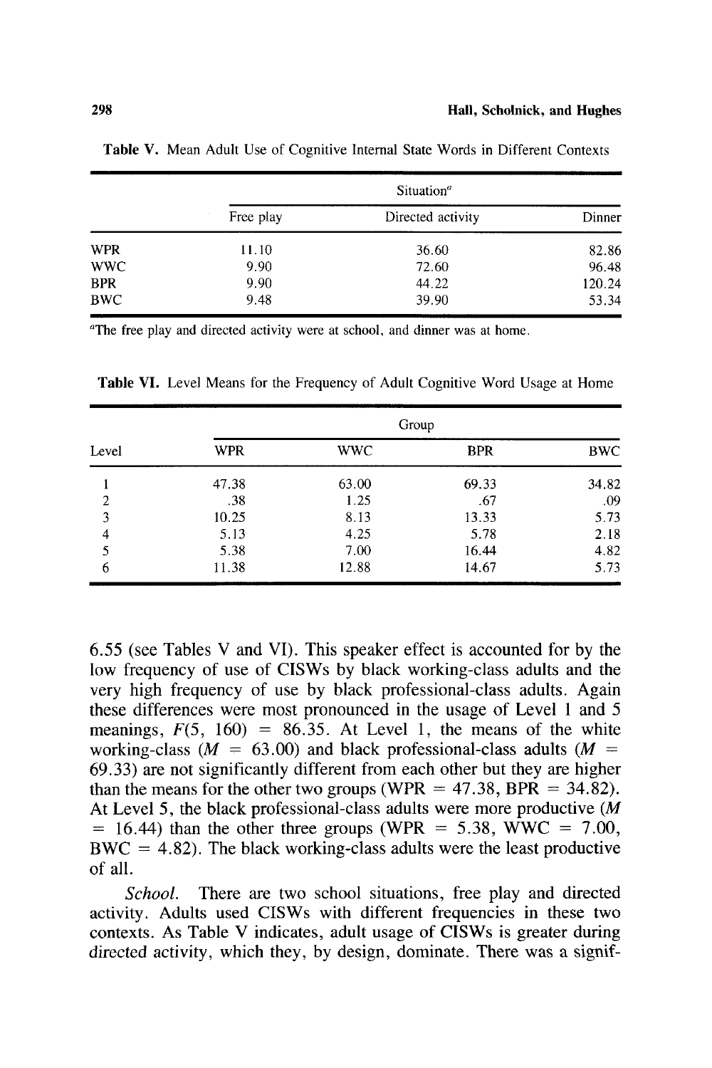**Table V.** Mean Adult Use of Cognitive Internal State Words in Different Contexts

| | Situation[a] | | |
|---|---|---|---|
| | Free play | Directed activity | Dinner |
| WPR | 11.10 | 36.60 | 82.86 |
| WWC | 9.90 | 72.60 | 96.48 |
| BPR | 9.90 | 44.22 | 120.24 |
| BWC | 9.48 | 39.90 | 53.34 |

[a]The free play and directed activity were at school, and dinner was at home.

**Table VI.** Level Means for the Frequency of Adult Cognitive Word Usage at Home

| | Group | | | |
|---|---|---|---|---|
| Level | WPR | WWC | BPR | BWC |
| 1 | 47.38 | 63.00 | 69.33 | 34.82 |
| 2 | .38 | 1.25 | .67 | .09 |
| 3 | 10.25 | 8.13 | 13.33 | 5.73 |
| 4 | 5.13 | 4.25 | 5.78 | 2.18 |
| 5 | 5.38 | 7.00 | 16.44 | 4.82 |
| 6 | 11.38 | 12.88 | 14.67 | 5.73 |

6.55 (see Tables V and VI). This speaker effect is accounted for by the low frequency of use of CISWs by black working-class adults and the very high frequency of use by black professional-class adults. Again these differences were most pronounced in the usage of Level 1 and 5 meanings, $F(5, 160) = 86.35$. At Level 1, the means of the white working-class ($M = 63.00$) and black professional-class adults ($M = 69.33$) are not significantly different from each other but they are higher than the means for the other two groups (WPR = 47.38, BPR = 34.82). At Level 5, the black professional-class adults were more productive ($M = 16.44$) than the other three groups (WPR = 5.38, WWC = 7.00, BWC = 4.82). The black working-class adults were the least productive of all.

*School.* There are two school situations, free play and directed activity. Adults used CISWs with different frequencies in these two contexts. As Table V indicates, adult usage of CISWs is greater during directed activity, which they, by design, dominate. There was a signif-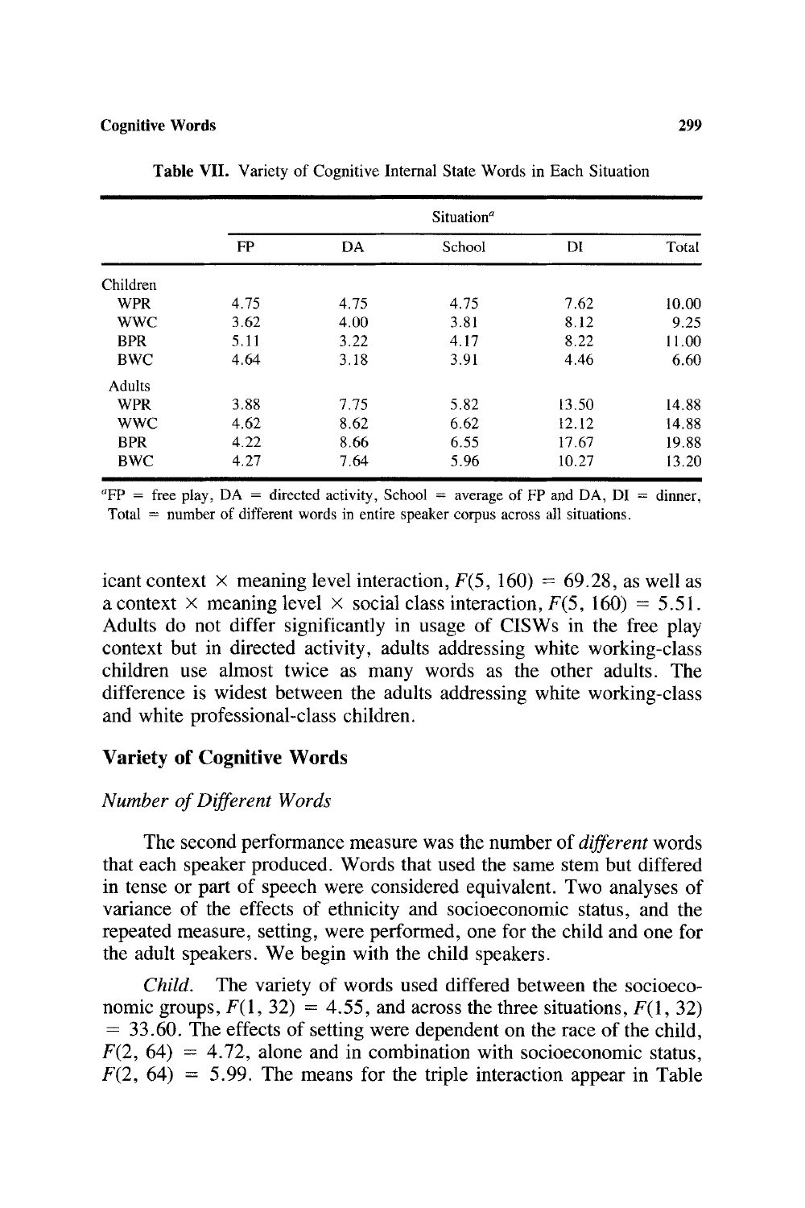**Table VII.** Variety of Cognitive Internal State Words in Each Situation

| | Situation[a] | | | | |
|---|---|---|---|---|---|
| | FP | DA | School | DI | Total |
| Children | | | | | |
| WPR | 4.75 | 4.75 | 4.75 | 7.62 | 10.00 |
| WWC | 3.62 | 4.00 | 3.81 | 8.12 | 9.25 |
| BPR | 5.11 | 3.22 | 4.17 | 8.22 | 11.00 |
| BWC | 4.64 | 3.18 | 3.91 | 4.46 | 6.60 |
| Adults | | | | | |
| WPR | 3.88 | 7.75 | 5.82 | 13.50 | 14.88 |
| WWC | 4.62 | 8.62 | 6.62 | 12.12 | 14.88 |
| BPR | 4.22 | 8.66 | 6.55 | 17.67 | 19.88 |
| BWC | 4.27 | 7.64 | 5.96 | 10.27 | 13.20 |

[a]FP = free play, DA = directed activity, School = average of FP and DA, DI = dinner, Total = number of different words in entire speaker corpus across all situations.

icant context × meaning level interaction, $F(5, 160) = 69.28$, as well as a context × meaning level × social class interaction, $F(5, 160) = 5.51$. Adults do not differ significantly in usage of CISWs in the free play context but in directed activity, adults addressing white working-class children use almost twice as many words as the other adults. The difference is widest between the adults addressing white working-class and white professional-class children.

## Variety of Cognitive Words

### *Number of Different Words*

The second performance measure was the number of *different* words that each speaker produced. Words that used the same stem but differed in tense or part of speech were considered equivalent. Two analyses of variance of the effects of ethnicity and socioeconomic status, and the repeated measure, setting, were performed, one for the child and one for the adult speakers. We begin with the child speakers.

*Child.* The variety of words used differed between the socioeconomic groups, $F(1, 32) = 4.55$, and across the three situations, $F(1, 32) = 33.60$. The effects of setting were dependent on the race of the child, $F(2, 64) = 4.72$, alone and in combination with socioeconomic status, $F(2, 64) = 5.99$. The means for the triple interaction appear in Table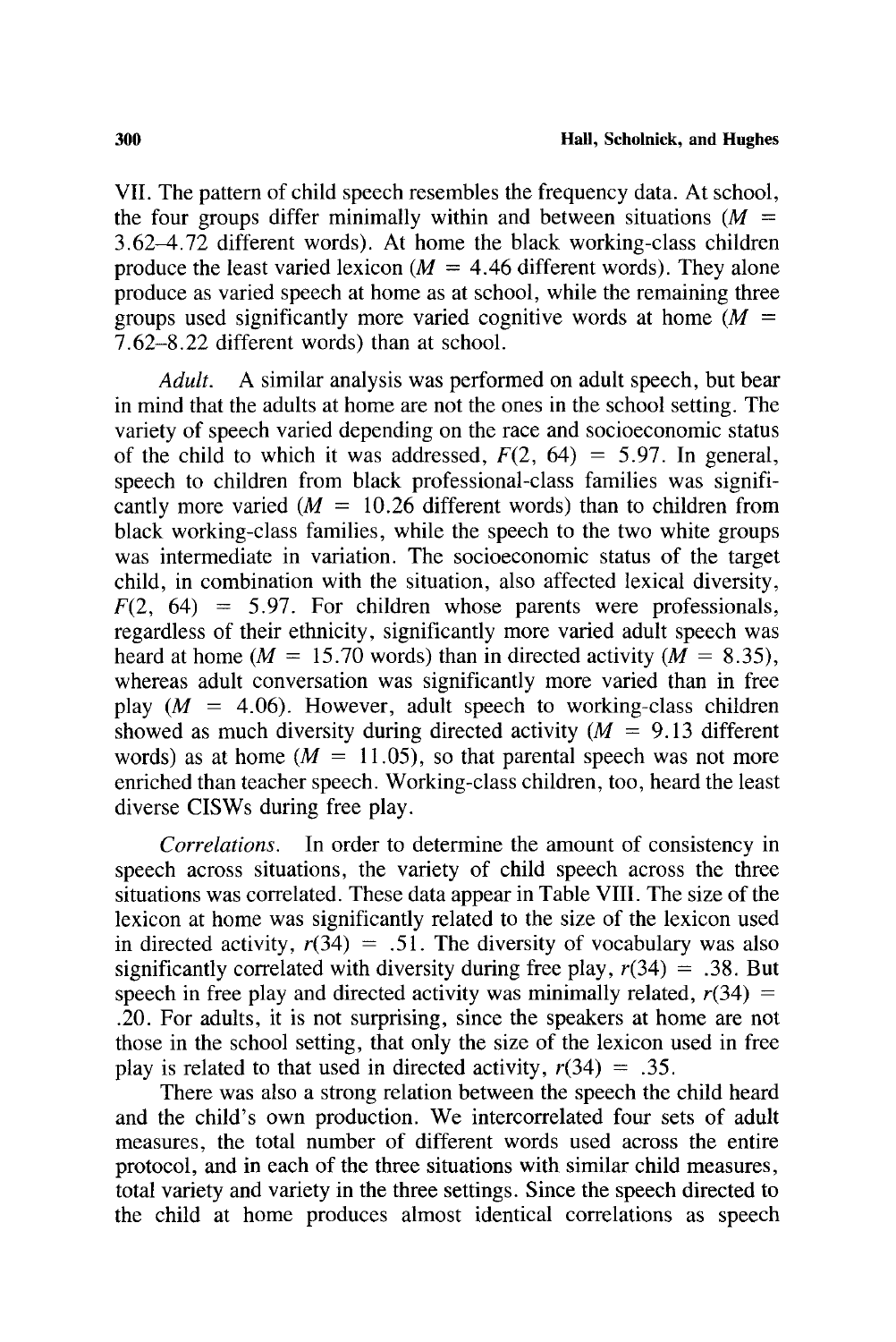VII. The pattern of child speech resembles the frequency data. At school, the four groups differ minimally within and between situations ($M$ = 3.62–4.72 different words). At home the black working-class children produce the least varied lexicon ($M$ = 4.46 different words). They alone produce as varied speech at home as at school, while the remaining three groups used significantly more varied cognitive words at home ($M$ = 7.62–8.22 different words) than at school.

*Adult.* A similar analysis was performed on adult speech, but bear in mind that the adults at home are not the ones in the school setting. The variety of speech varied depending on the race and socioeconomic status of the child to which it was addressed, $F(2, 64) = 5.97$. In general, speech to children from black professional-class families was significantly more varied ($M$ = 10.26 different words) than to children from black working-class families, while the speech to the two white groups was intermediate in variation. The socioeconomic status of the target child, in combination with the situation, also affected lexical diversity, $F(2, 64) = 5.97$. For children whose parents were professionals, regardless of their ethnicity, significantly more varied adult speech was heard at home ($M$ = 15.70 words) than in directed activity ($M$ = 8.35), whereas adult conversation was significantly more varied than in free play ($M$ = 4.06). However, adult speech to working-class children showed as much diversity during directed activity ($M$ = 9.13 different words) as at home ($M$ = 11.05), so that parental speech was not more enriched than teacher speech. Working-class children, too, heard the least diverse CISWs during free play.

*Correlations.* In order to determine the amount of consistency in speech across situations, the variety of child speech across the three situations was correlated. These data appear in Table VIII. The size of the lexicon at home was significantly related to the size of the lexicon used in directed activity, $r(34) = .51$. The diversity of vocabulary was also significantly correlated with diversity during free play, $r(34) = .38$. But speech in free play and directed activity was minimally related, $r(34) = .20$. For adults, it is not surprising, since the speakers at home are not those in the school setting, that only the size of the lexicon used in free play is related to that used in directed activity, $r(34) = .35$.

There was also a strong relation between the speech the child heard and the child's own production. We intercorrelated four sets of adult measures, the total number of different words used across the entire protocol, and in each of the three situations with similar child measures, total variety and variety in the three settings. Since the speech directed to the child at home produces almost identical correlations as speech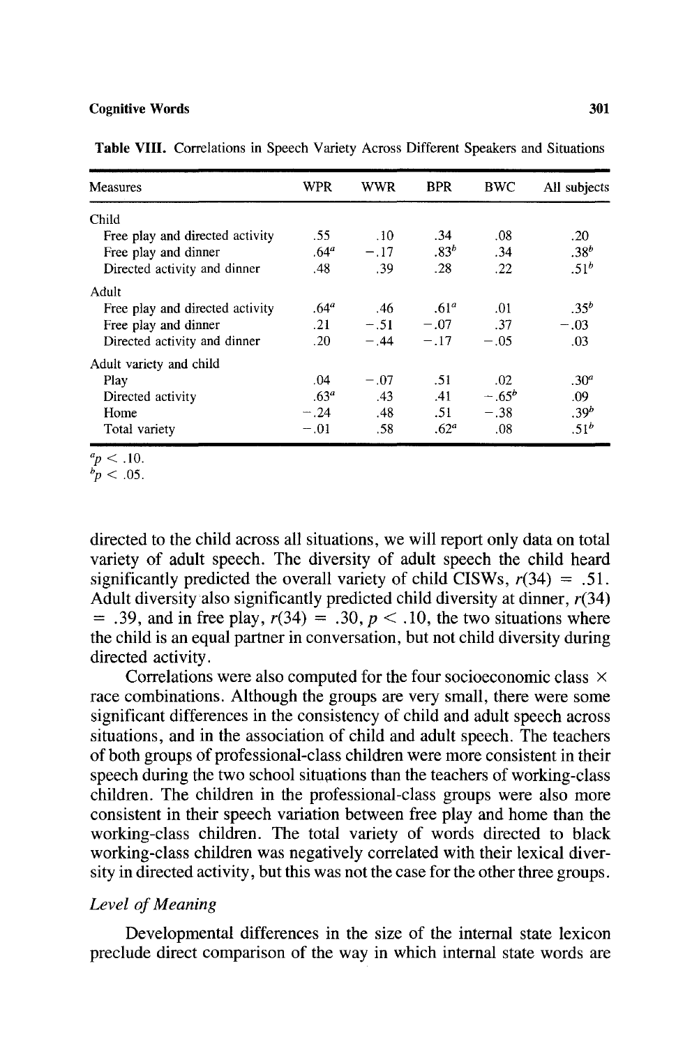**Table VIII.** Correlations in Speech Variety Across Different Speakers and Situations

| Measures | WPR | WWR | BPR | BWC | All subjects |
|---|---|---|---|---|---|
| Child | | | | | |
| Free play and directed activity | .55 | .10 | .34 | .08 | .20 |
| Free play and dinner | .64[a] | −.17 | .83[b] | .34 | .38[b] |
| Directed activity and dinner | .48 | .39 | .28 | .22 | .51[b] |
| Adult | | | | | |
| Free play and directed activity | .64[a] | .46 | .61[a] | .01 | .35[b] |
| Free play and dinner | .21 | −.51 | −.07 | .37 | −.03 |
| Directed activity and dinner | .20 | −.44 | −.17 | −.05 | .03 |
| Adult variety and child | | | | | |
| Play | .04 | −.07 | .51 | .02 | .30[a] |
| Directed activity | .63[a] | .43 | .41 | −.65[b] | .09 |
| Home | −.24 | .48 | .51 | −.38 | .39[b] |
| Total variety | −.01 | .58 | .62[a] | .08 | .51[b] |

[a] $p < .10$.
[b] $p < .05$.

directed to the child across all situations, we will report only data on total variety of adult speech. The diversity of adult speech the child heard significantly predicted the overall variety of child CISWs, $r(34) = .51$. Adult diversity also significantly predicted child diversity at dinner, $r(34) = .39$, and in free play, $r(34) = .30$, $p < .10$, the two situations where the child is an equal partner in conversation, but not child diversity during directed activity.

Correlations were also computed for the four socioeconomic class × race combinations. Although the groups are very small, there were some significant differences in the consistency of child and adult speech across situations, and in the association of child and adult speech. The teachers of both groups of professional-class children were more consistent in their speech during the two school situations than the teachers of working-class children. The children in the professional-class groups were also more consistent in their speech variation between free play and home than the working-class children. The total variety of words directed to black working-class children was negatively correlated with their lexical diversity in directed activity, but this was not the case for the other three groups.

### *Level of Meaning*

Developmental differences in the size of the internal state lexicon preclude direct comparison of the way in which internal state words are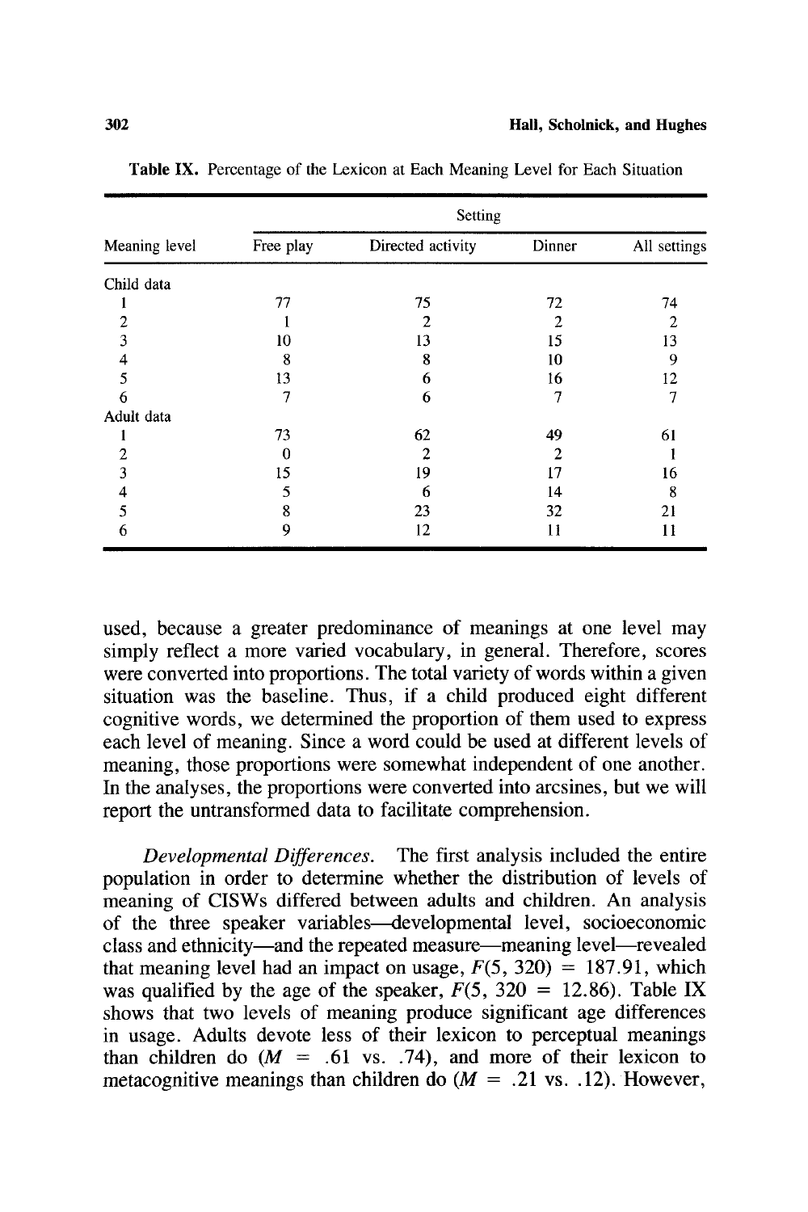**Table IX.** Percentage of the Lexicon at Each Meaning Level for Each Situation

| Meaning level | Setting | | | |
|---|---|---|---|---|
| | Free play | Directed activity | Dinner | All settings |
| Child data | | | | |
| 1 | 77 | 75 | 72 | 74 |
| 2 | 1 | 2 | 2 | 2 |
| 3 | 10 | 13 | 15 | 13 |
| 4 | 8 | 8 | 10 | 9 |
| 5 | 13 | 6 | 16 | 12 |
| 6 | 7 | 6 | 7 | 7 |
| Adult data | | | | |
| 1 | 73 | 62 | 49 | 61 |
| 2 | 0 | 2 | 2 | 1 |
| 3 | 15 | 19 | 17 | 16 |
| 4 | 5 | 6 | 14 | 8 |
| 5 | 8 | 23 | 32 | 21 |
| 6 | 9 | 12 | 11 | 11 |

used, because a greater predominance of meanings at one level may simply reflect a more varied vocabulary, in general. Therefore, scores were converted into proportions. The total variety of words within a given situation was the baseline. Thus, if a child produced eight different cognitive words, we determined the proportion of them used to express each level of meaning. Since a word could be used at different levels of meaning, those proportions were somewhat independent of one another. In the analyses, the proportions were converted into arcsines, but we will report the untransformed data to facilitate comprehension.

*Developmental Differences.* The first analysis included the entire population in order to determine whether the distribution of levels of meaning of CISWs differed between adults and children. An analysis of the three speaker variables—developmental level, socioeconomic class and ethnicity—and the repeated measure—meaning level—revealed that meaning level had an impact on usage, $F(5, 320) = 187.91$, which was qualified by the age of the speaker, $F(5, 320 = 12.86)$. Table IX shows that two levels of meaning produce significant age differences in usage. Adults devote less of their lexicon to perceptual meanings than children do ($M = .61$ vs. $.74$), and more of their lexicon to metacognitive meanings than children do ($M = .21$ vs. $.12$). However,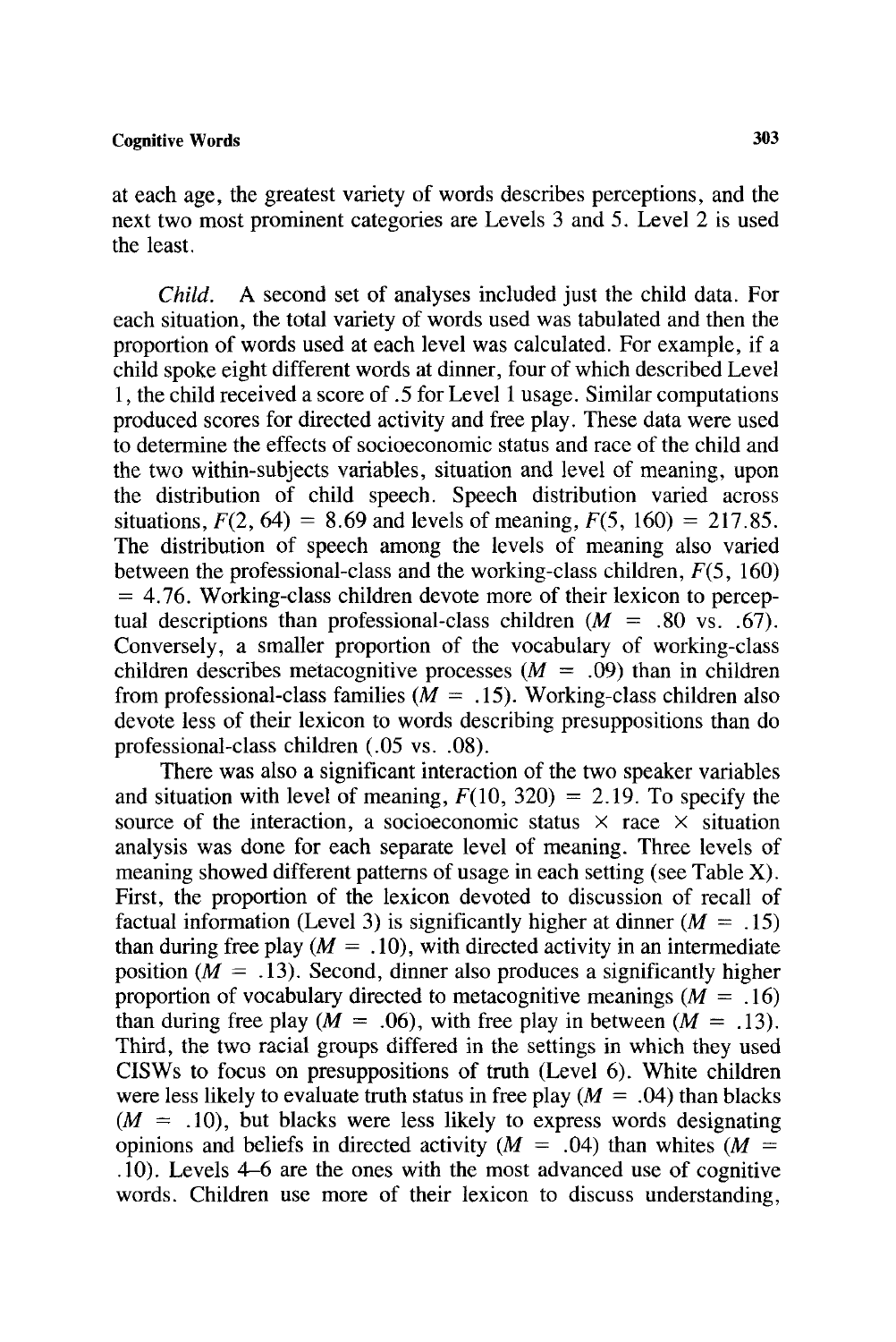at each age, the greatest variety of words describes perceptions, and the next two most prominent categories are Levels 3 and 5. Level 2 is used the least.

*Child.* A second set of analyses included just the child data. For each situation, the total variety of words used was tabulated and then the proportion of words used at each level was calculated. For example, if a child spoke eight different words at dinner, four of which described Level 1, the child received a score of .5 for Level 1 usage. Similar computations produced scores for directed activity and free play. These data were used to determine the effects of socioeconomic status and race of the child and the two within-subjects variables, situation and level of meaning, upon the distribution of child speech. Speech distribution varied across situations, $F(2, 64) = 8.69$ and levels of meaning, $F(5, 160) = 217.85$. The distribution of speech among the levels of meaning also varied between the professional-class and the working-class children, $F(5, 160) = 4.76$. Working-class children devote more of their lexicon to perceptual descriptions than professional-class children ($M = .80$ vs. $.67$). Conversely, a smaller proportion of the vocabulary of working-class children describes metacognitive processes ($M = .09$) than in children from professional-class families ($M = .15$). Working-class children also devote less of their lexicon to words describing presuppositions than do professional-class children (.05 vs. .08).

There was also a significant interaction of the two speaker variables and situation with level of meaning, $F(10, 320) = 2.19$. To specify the source of the interaction, a socioeconomic status $\times$ race $\times$ situation analysis was done for each separate level of meaning. Three levels of meaning showed different patterns of usage in each setting (see Table X). First, the proportion of the lexicon devoted to discussion of recall of factual information (Level 3) is significantly higher at dinner ($M = .15$) than during free play ($M = .10$), with directed activity in an intermediate position ($M = .13$). Second, dinner also produces a significantly higher proportion of vocabulary directed to metacognitive meanings ($M = .16$) than during free play ($M = .06$), with free play in between ($M = .13$). Third, the two racial groups differed in the settings in which they used CISWs to focus on presuppositions of truth (Level 6). White children were less likely to evaluate truth status in free play ($M = .04$) than blacks ($M = .10$), but blacks were less likely to express words designating opinions and beliefs in directed activity ($M = .04$) than whites ($M = .10$). Levels 4–6 are the ones with the most advanced use of cognitive words. Children use more of their lexicon to discuss understanding,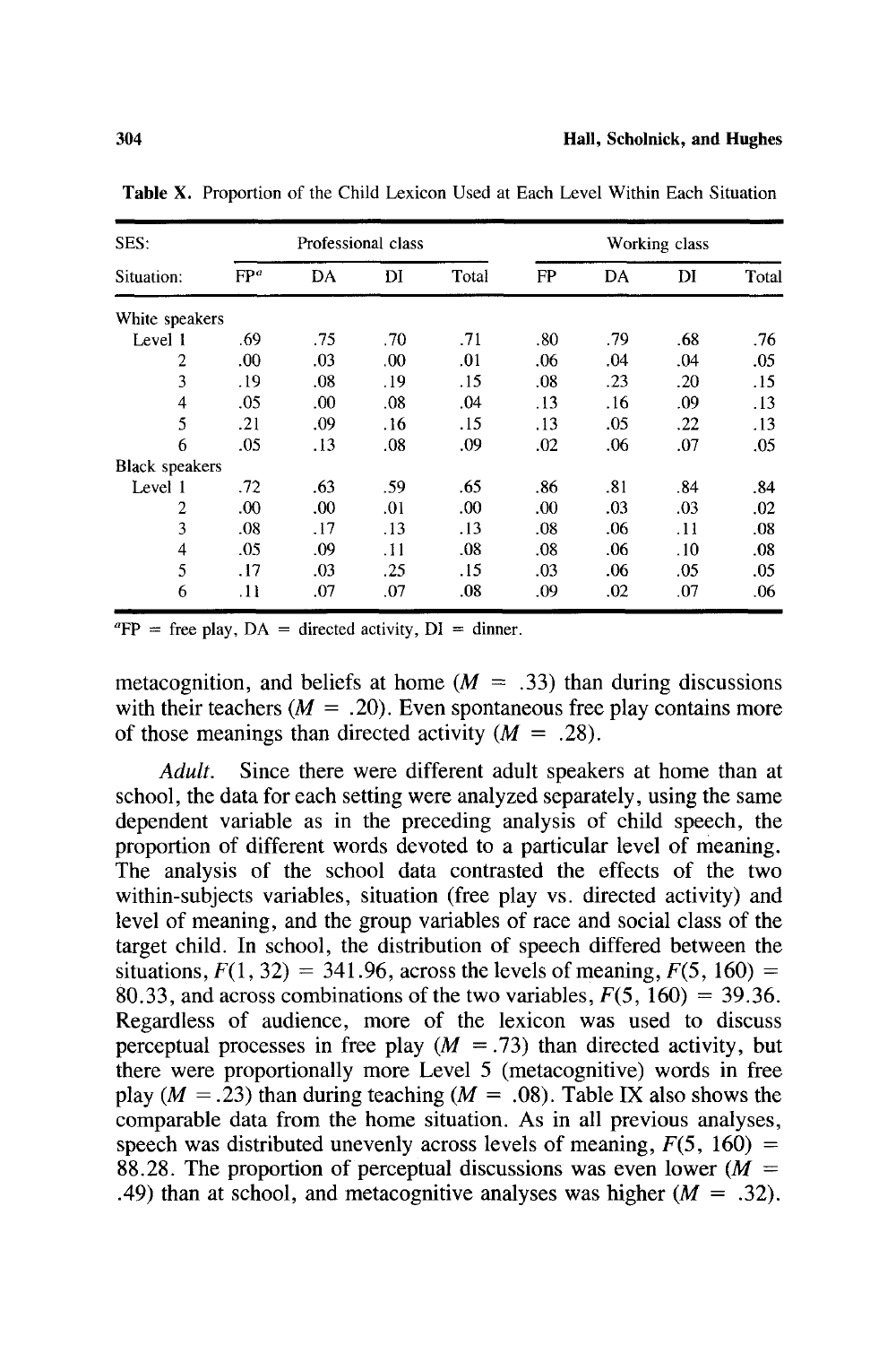**Table X.** Proportion of the Child Lexicon Used at Each Level Within Each Situation

| SES: | Professional class | | | | Working class | | | |
|---|---|---|---|---|---|---|---|---|
| Situation: | FP[a] | DA | DI | Total | FP | DA | DI | Total |
| White speakers | | | | | | | | |
| Level 1 | .69 | .75 | .70 | .71 | .80 | .79 | .68 | .76 |
| 2 | .00 | .03 | .00 | .01 | .06 | .04 | .04 | .05 |
| 3 | .19 | .08 | .19 | .15 | .08 | .23 | .20 | .15 |
| 4 | .05 | .00 | .08 | .04 | .13 | .16 | .09 | .13 |
| 5 | .21 | .09 | .16 | .15 | .13 | .05 | .22 | .13 |
| 6 | .05 | .13 | .08 | .09 | .02 | .06 | .07 | .05 |
| Black speakers | | | | | | | | |
| Level 1 | .72 | .63 | .59 | .65 | .86 | .81 | .84 | .84 |
| 2 | .00 | .00 | .01 | .00 | .00 | .03 | .03 | .02 |
| 3 | .08 | .17 | .13 | .13 | .08 | .06 | .11 | .08 |
| 4 | .05 | .09 | .11 | .08 | .08 | .06 | .10 | .08 |
| 5 | .17 | .03 | .25 | .15 | .03 | .06 | .05 | .05 |
| 6 | .11 | .07 | .07 | .08 | .09 | .02 | .07 | .06 |

[a]FP = free play, DA = directed activity, DI = dinner.

metacognition, and beliefs at home ($M = .33$) than during discussions with their teachers ($M = .20$). Even spontaneous free play contains more of those meanings than directed activity ($M = .28$).

*Adult.* Since there were different adult speakers at home than at school, the data for each setting were analyzed separately, using the same dependent variable as in the preceding analysis of child speech, the proportion of different words devoted to a particular level of meaning. The analysis of the school data contrasted the effects of the two within-subjects variables, situation (free play vs. directed activity) and level of meaning, and the group variables of race and social class of the target child. In school, the distribution of speech differed between the situations, $F(1, 32) = 341.96$, across the levels of meaning, $F(5, 160) = 80.33$, and across combinations of the two variables, $F(5, 160) = 39.36$. Regardless of audience, more of the lexicon was used to discuss perceptual processes in free play ($M = .73$) than directed activity, but there were proportionally more Level 5 (metacognitive) words in free play ($M = .23$) than during teaching ($M = .08$). Table IX also shows the comparable data from the home situation. As in all previous analyses, speech was distributed unevenly across levels of meaning, $F(5, 160) = 88.28$. The proportion of perceptual discussions was even lower ($M = .49$) than at school, and metacognitive analyses was higher ($M = .32$).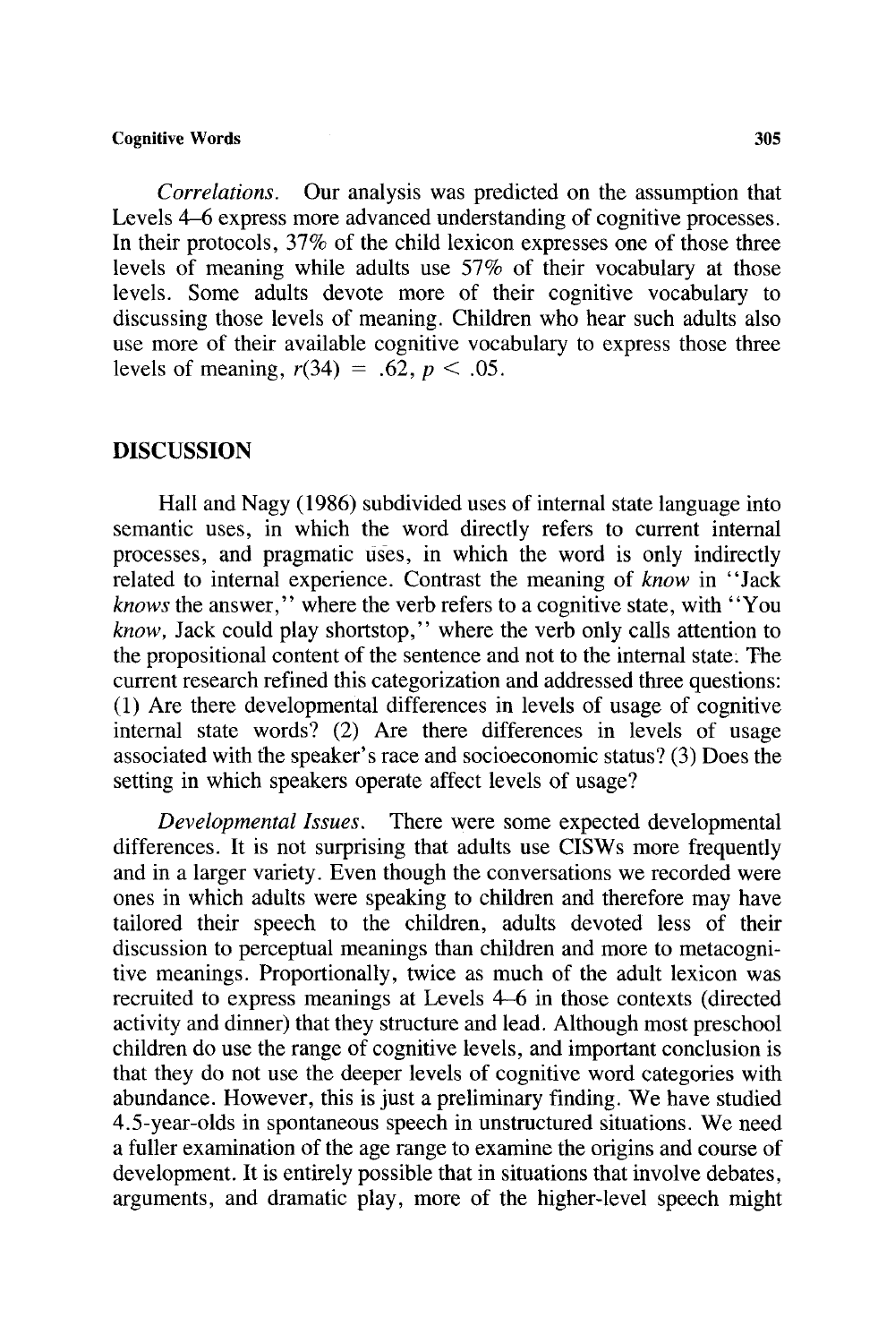*Correlations.* Our analysis was predicted on the assumption that Levels 4–6 express more advanced understanding of cognitive processes. In their protocols, 37% of the child lexicon expresses one of those three levels of meaning while adults use 57% of their vocabulary at those levels. Some adults devote more of their cognitive vocabulary to discussing those levels of meaning. Children who hear such adults also use more of their available cognitive vocabulary to express those three levels of meaning, $r(34) = .62$, $p < .05$.

## DISCUSSION

Hall and Nagy (1986) subdivided uses of internal state language into semantic uses, in which the word directly refers to current internal processes, and pragmatic uses, in which the word is only indirectly related to internal experience. Contrast the meaning of *know* in "Jack *knows* the answer," where the verb refers to a cognitive state, with "You *know*, Jack could play shortstop," where the verb only calls attention to the propositional content of the sentence and not to the internal state. The current research refined this categorization and addressed three questions: (1) Are there developmental differences in levels of usage of cognitive internal state words? (2) Are there differences in levels of usage associated with the speaker's race and socioeconomic status? (3) Does the setting in which speakers operate affect levels of usage?

*Developmental Issues.* There were some expected developmental differences. It is not surprising that adults use CISWs more frequently and in a larger variety. Even though the conversations we recorded were ones in which adults were speaking to children and therefore may have tailored their speech to the children, adults devoted less of their discussion to perceptual meanings than children and more to metacognitive meanings. Proportionally, twice as much of the adult lexicon was recruited to express meanings at Levels 4–6 in those contexts (directed activity and dinner) that they structure and lead. Although most preschool children do use the range of cognitive levels, and important conclusion is that they do not use the deeper levels of cognitive word categories with abundance. However, this is just a preliminary finding. We have studied 4.5-year-olds in spontaneous speech in unstructured situations. We need a fuller examination of the age range to examine the origins and course of development. It is entirely possible that in situations that involve debates, arguments, and dramatic play, more of the higher-level speech might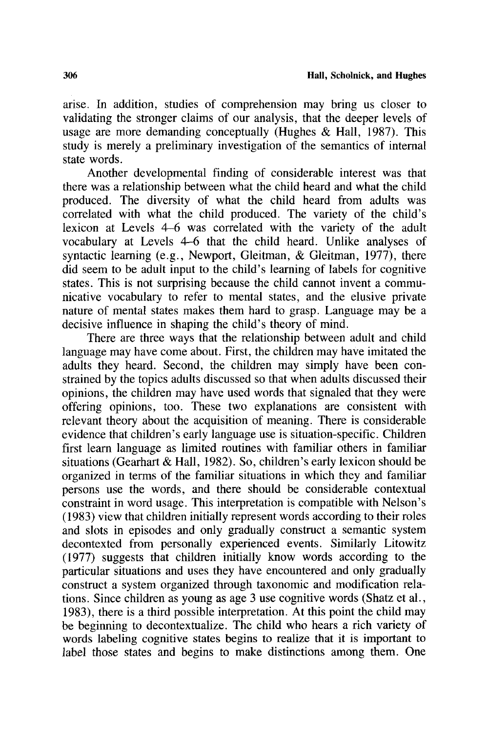arise. In addition, studies of comprehension may bring us closer to validating the stronger claims of our analysis, that the deeper levels of usage are more demanding conceptually (Hughes & Hall, 1987). This study is merely a preliminary investigation of the semantics of internal state words.

Another developmental finding of considerable interest was that there was a relationship between what the child heard and what the child produced. The diversity of what the child heard from adults was correlated with what the child produced. The variety of the child's lexicon at Levels 4–6 was correlated with the variety of the adult vocabulary at Levels 4–6 that the child heard. Unlike analyses of syntactic learning (e.g., Newport, Gleitman, & Gleitman, 1977), there did seem to be adult input to the child's learning of labels for cognitive states. This is not surprising because the child cannot invent a communicative vocabulary to refer to mental states, and the elusive private nature of mental states makes them hard to grasp. Language may be a decisive influence in shaping the child's theory of mind.

There are three ways that the relationship between adult and child language may have come about. First, the children may have imitated the adults they heard. Second, the children may simply have been constrained by the topics adults discussed so that when adults discussed their opinions, the children may have used words that signaled that they were offering opinions, too. These two explanations are consistent with relevant theory about the acquisition of meaning. There is considerable evidence that children's early language use is situation-specific. Children first learn language as limited routines with familiar others in familiar situations (Gearhart & Hall, 1982). So, children's early lexicon should be organized in terms of the familiar situations in which they and familiar persons use the words, and there should be considerable contextual constraint in word usage. This interpretation is compatible with Nelson's (1983) view that children initially represent words according to their roles and slots in episodes and only gradually construct a semantic system decontexted from personally experienced events. Similarly Litowitz (1977) suggests that children initially know words according to the particular situations and uses they have encountered and only gradually construct a system organized through taxonomic and modification relations. Since children as young as age 3 use cognitive words (Shatz et al., 1983), there is a third possible interpretation. At this point the child may be beginning to decontextualize. The child who hears a rich variety of words labeling cognitive states begins to realize that it is important to label those states and begins to make distinctions among them. One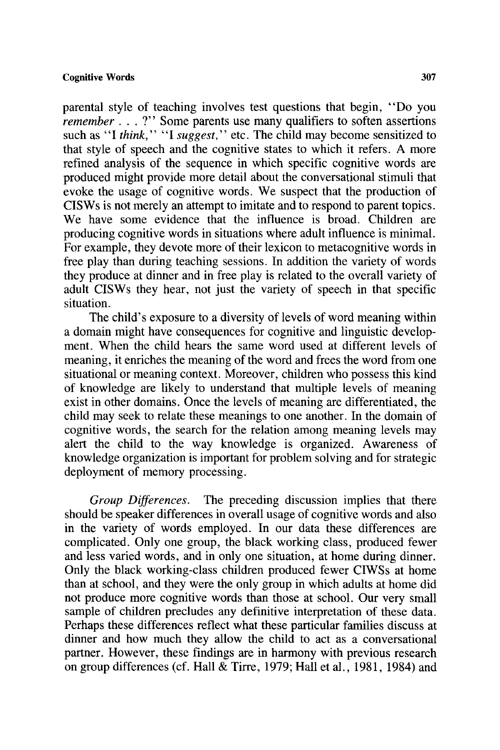parental style of teaching involves test questions that begin, "Do you *remember* . . . ?" Some parents use many qualifiers to soften assertions such as "I *think*," "I *suggest*," etc. The child may become sensitized to that style of speech and the cognitive states to which it refers. A more refined analysis of the sequence in which specific cognitive words are produced might provide more detail about the conversational stimuli that evoke the usage of cognitive words. We suspect that the production of CISWs is not merely an attempt to imitate and to respond to parent topics. We have some evidence that the influence is broad. Children are producing cognitive words in situations where adult influence is minimal. For example, they devote more of their lexicon to metacognitive words in free play than during teaching sessions. In addition the variety of words they produce at dinner and in free play is related to the overall variety of adult CISWs they hear, not just the variety of speech in that specific situation.

The child's exposure to a diversity of levels of word meaning within a domain might have consequences for cognitive and linguistic development. When the child hears the same word used at different levels of meaning, it enriches the meaning of the word and frees the word from one situational or meaning context. Moreover, children who possess this kind of knowledge are likely to understand that multiple levels of meaning exist in other domains. Once the levels of meaning are differentiated, the child may seek to relate these meanings to one another. In the domain of cognitive words, the search for the relation among meaning levels may alert the child to the way knowledge is organized. Awareness of knowledge organization is important for problem solving and for strategic deployment of memory processing.

*Group Differences.* The preceding discussion implies that there should be speaker differences in overall usage of cognitive words and also in the variety of words employed. In our data these differences are complicated. Only one group, the black working class, produced fewer and less varied words, and in only one situation, at home during dinner. Only the black working-class children produced fewer CIWSs at home than at school, and they were the only group in which adults at home did not produce more cognitive words than those at school. Our very small sample of children precludes any definitive interpretation of these data. Perhaps these differences reflect what these particular families discuss at dinner and how much they allow the child to act as a conversational partner. However, these findings are in harmony with previous research on group differences (cf. Hall & Tirre, 1979; Hall et al., 1981, 1984) and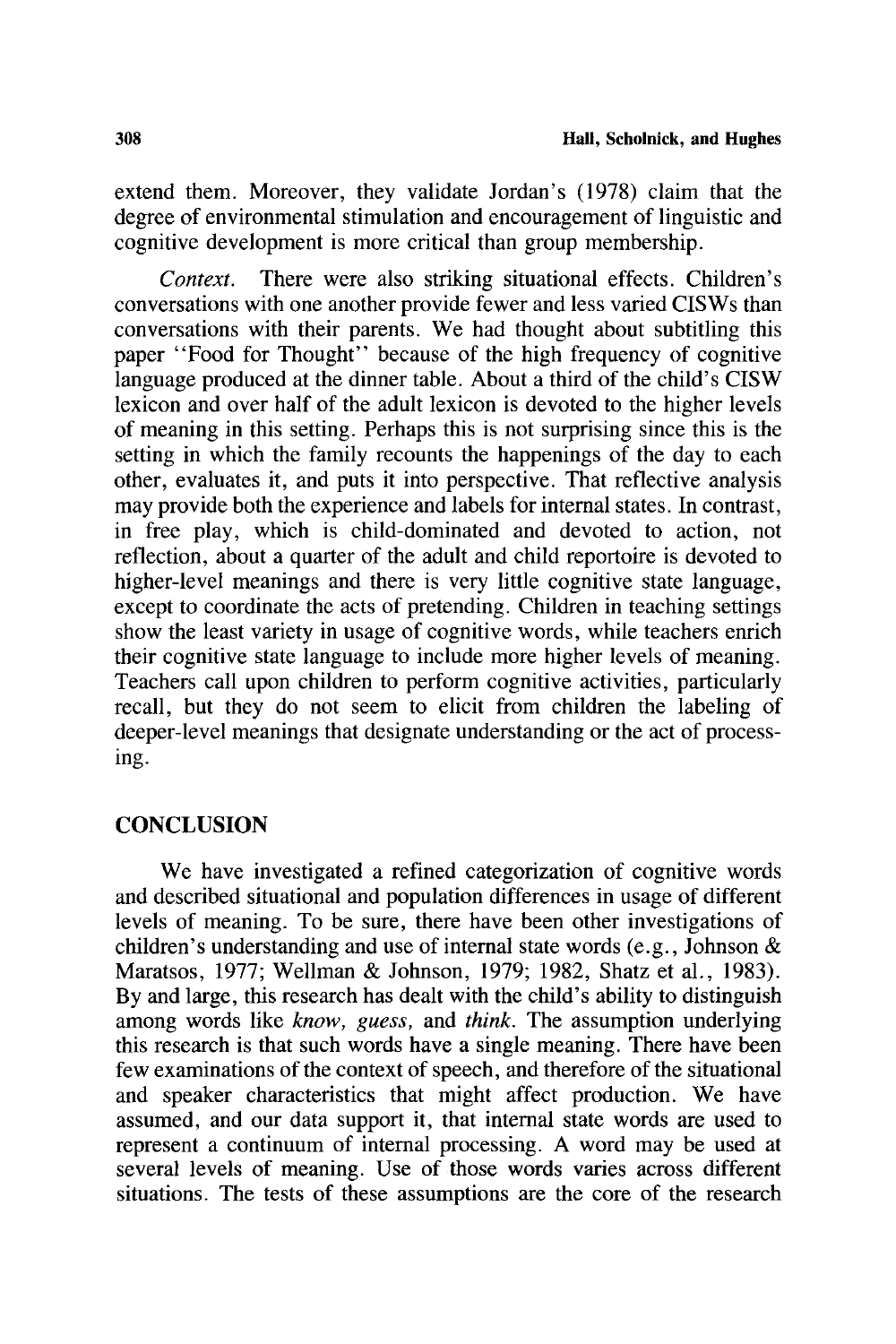extend them. Moreover, they validate Jordan's (1978) claim that the degree of environmental stimulation and encouragement of linguistic and cognitive development is more critical than group membership.

*Context.* There were also striking situational effects. Children's conversations with one another provide fewer and less varied CISWs than conversations with their parents. We had thought about subtitling this paper "Food for Thought" because of the high frequency of cognitive language produced at the dinner table. About a third of the child's CISW lexicon and over half of the adult lexicon is devoted to the higher levels of meaning in this setting. Perhaps this is not surprising since this is the setting in which the family recounts the happenings of the day to each other, evaluates it, and puts it into perspective. That reflective analysis may provide both the experience and labels for internal states. In contrast, in free play, which is child-dominated and devoted to action, not reflection, about a quarter of the adult and child reportoire is devoted to higher-level meanings and there is very little cognitive state language, except to coordinate the acts of pretending. Children in teaching settings show the least variety in usage of cognitive words, while teachers enrich their cognitive state language to include more higher levels of meaning. Teachers call upon children to perform cognitive activities, particularly recall, but they do not seem to elicit from children the labeling of deeper-level meanings that designate understanding or the act of processing.

## CONCLUSION

We have investigated a refined categorization of cognitive words and described situational and population differences in usage of different levels of meaning. To be sure, there have been other investigations of children's understanding and use of internal state words (e.g., Johnson & Maratsos, 1977; Wellman & Johnson, 1979; 1982, Shatz et al., 1983). By and large, this research has dealt with the child's ability to distinguish among words like *know*, *guess*, and *think*. The assumption underlying this research is that such words have a single meaning. There have been few examinations of the context of speech, and therefore of the situational and speaker characteristics that might affect production. We have assumed, and our data support it, that internal state words are used to represent a continuum of internal processing. A word may be used at several levels of meaning. Use of those words varies across different situations. The tests of these assumptions are the core of the research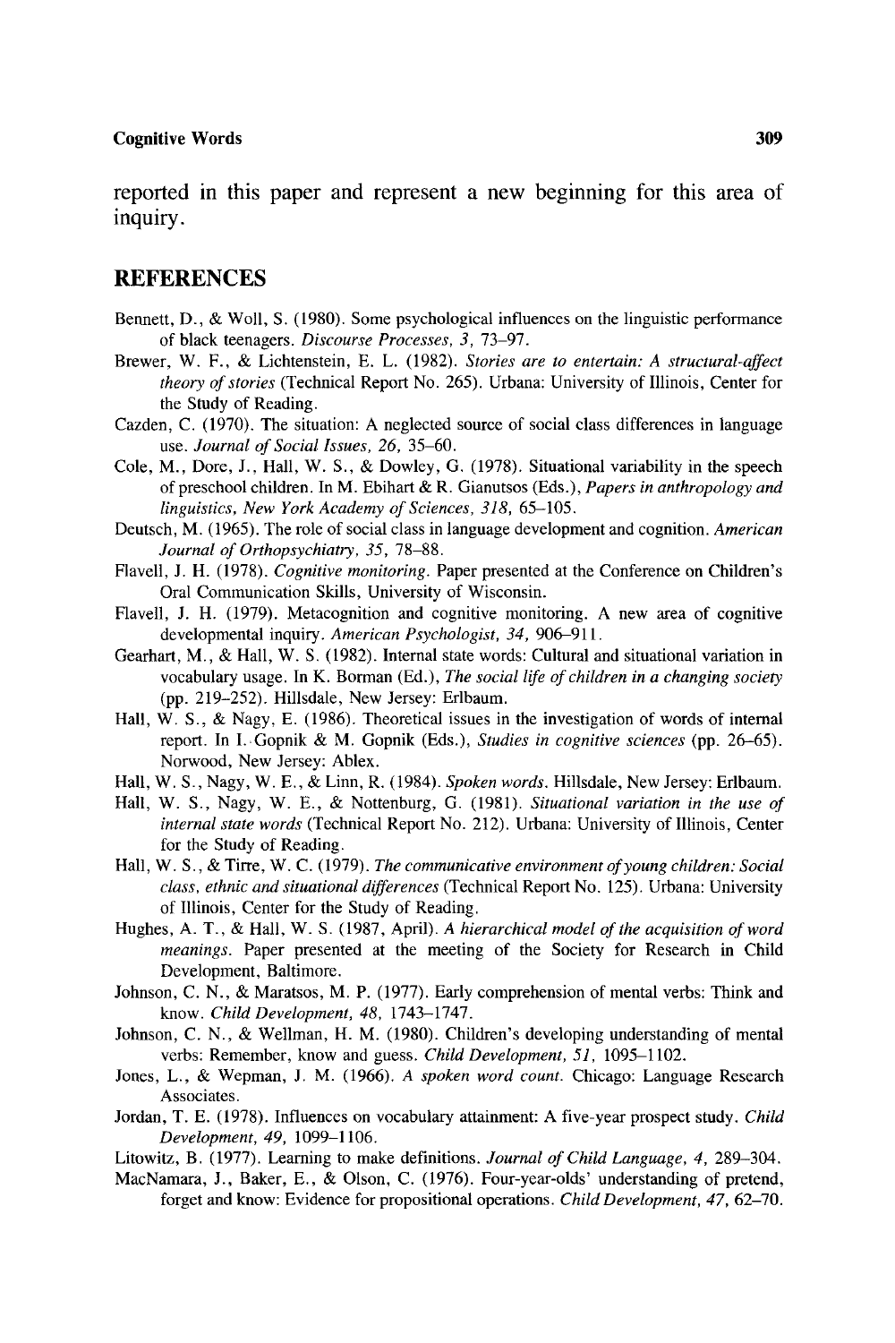reported in this paper and represent a new beginning for this area of inquiry.

## REFERENCES

Bennett, D., & Woll, S. (1980). Some psychological influences on the linguistic performance of black teenagers. *Discourse Processes, 3,* 73–97.

Brewer, W. F., & Lichtenstein, E. L. (1982). *Stories are to entertain: A structural-affect theory of stories* (Technical Report No. 265). Urbana: University of Illinois, Center for the Study of Reading.

Cazden, C. (1970). The situation: A neglected source of social class differences in language use. *Journal of Social Issues, 26,* 35–60.

Cole, M., Dore, J., Hall, W. S., & Dowley, G. (1978). Situational variability in the speech of preschool children. In M. Ebihart & R. Gianutsos (Eds.), *Papers in anthropology and linguistics, New York Academy of Sciences, 318,* 65–105.

Deutsch, M. (1965). The role of social class in language development and cognition. *American Journal of Orthopsychiatry, 35,* 78–88.

Flavell, J. H. (1978). *Cognitive monitoring.* Paper presented at the Conference on Children's Oral Communication Skills, University of Wisconsin.

Flavell, J. H. (1979). Metacognition and cognitive monitoring. A new area of cognitive developmental inquiry. *American Psychologist, 34,* 906–911.

Gearhart, M., & Hall, W. S. (1982). Internal state words: Cultural and situational variation in vocabulary usage. In K. Borman (Ed.), *The social life of children in a changing society* (pp. 219–252). Hillsdale, New Jersey: Erlbaum.

Hall, W. S., & Nagy, E. (1986). Theoretical issues in the investigation of words of internal report. In I. Gopnik & M. Gopnik (Eds.), *Studies in cognitive sciences* (pp. 26–65). Norwood, New Jersey: Ablex.

Hall, W. S., Nagy, W. E., & Linn, R. (1984). *Spoken words.* Hillsdale, New Jersey: Erlbaum.

Hall, W. S., Nagy, W. E., & Nottenburg, G. (1981). *Situational variation in the use of internal state words* (Technical Report No. 212). Urbana: University of Illinois, Center for the Study of Reading.

Hall, W. S., & Tirre, W. C. (1979). *The communicative environment of young children: Social class, ethnic and situational differences* (Technical Report No. 125). Urbana: University of Illinois, Center for the Study of Reading.

Hughes, A. T., & Hall, W. S. (1987, April). *A hierarchical model of the acquisition of word meanings.* Paper presented at the meeting of the Society for Research in Child Development, Baltimore.

Johnson, C. N., & Maratsos, M. P. (1977). Early comprehension of mental verbs: Think and know. *Child Development, 48,* 1743–1747.

Johnson, C. N., & Wellman, H. M. (1980). Children's developing understanding of mental verbs: Remember, know and guess. *Child Development, 51,* 1095–1102.

Jones, L., & Wepman, J. M. (1966). *A spoken word count.* Chicago: Language Research Associates.

Jordan, T. E. (1978). Influences on vocabulary attainment: A five-year prospect study. *Child Development, 49,* 1099–1106.

Litowitz, B. (1977). Learning to make definitions. *Journal of Child Language, 4,* 289–304.

MacNamara, J., Baker, E., & Olson, C. (1976). Four-year-olds' understanding of pretend, forget and know: Evidence for propositional operations. *Child Development, 47,* 62–70.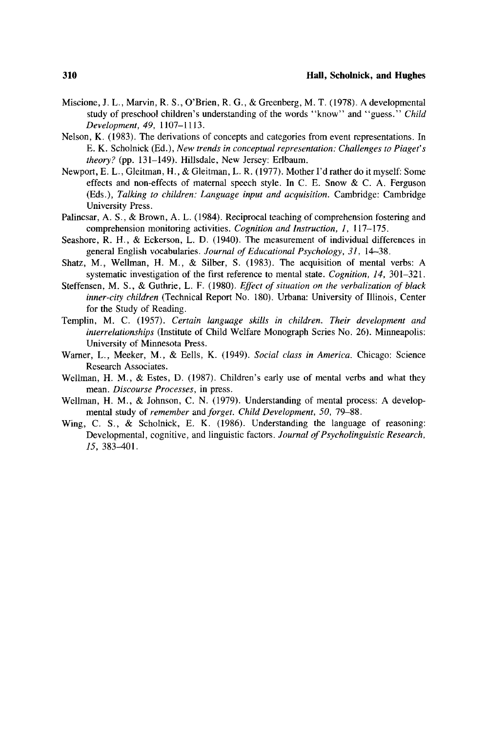Miscione, J. L., Marvin, R. S., O'Brien, R. G., & Greenberg, M. T. (1978). A developmental study of preschool children's understanding of the words "know" and "guess." *Child Development, 49,* 1107–1113.

Nelson, K. (1983). The derivations of concepts and categories from event representations. In E. K. Scholnick (Ed.), *New trends in conceptual representation: Challenges to Piaget's theory?* (pp. 131–149). Hillsdale, New Jersey: Erlbaum.

Newport, E. L., Gleitman, H., & Gleitman, L. R. (1977). Mother I'd rather do it myself: Some effects and non-effects of maternal speech style. In C. E. Snow & C. A. Ferguson (Eds.), *Talking to children: Language input and acquisition.* Cambridge: Cambridge University Press.

Palincsar, A. S., & Brown, A. L. (1984). Reciprocal teaching of comprehension fostering and comprehension monitoring activities. *Cognition and Instruction, 1,* 117–175.

Seashore, R. H., & Eckerson, L. D. (1940). The measurement of individual differences in general English vocabularies. *Journal of Educational Psychology, 31,* 14–38.

Shatz, M., Wellman, H. M., & Silber, S. (1983). The acquisition of mental verbs: A systematic investigation of the first reference to mental state. *Cognition, 14,* 301–321.

Steffensen, M. S., & Guthrie, L. F. (1980). *Effect of situation on the verbalization of black inner-city children* (Technical Report No. 180). Urbana: University of Illinois, Center for the Study of Reading.

Templin, M. C. (1957). *Certain language skills in children. Their development and interrelationships* (Institute of Child Welfare Monograph Series No. 26). Minneapolis: University of Minnesota Press.

Warner, L., Meeker, M., & Eells, K. (1949). *Social class in America.* Chicago: Science Research Associates.

Wellman, H. M., & Estes, D. (1987). Children's early use of mental verbs and what they mean. *Discourse Processes,* in press.

Wellman, H. M., & Johnson, C. N. (1979). Understanding of mental process: A developmental study of *remember* and *forget. Child Development, 50,* 79–88.

Wing, C. S., & Scholnick, E. K. (1986). Understanding the language of reasoning: Developmental, cognitive, and linguistic factors. *Journal of Psycholinguistic Research, 15,* 383–401.